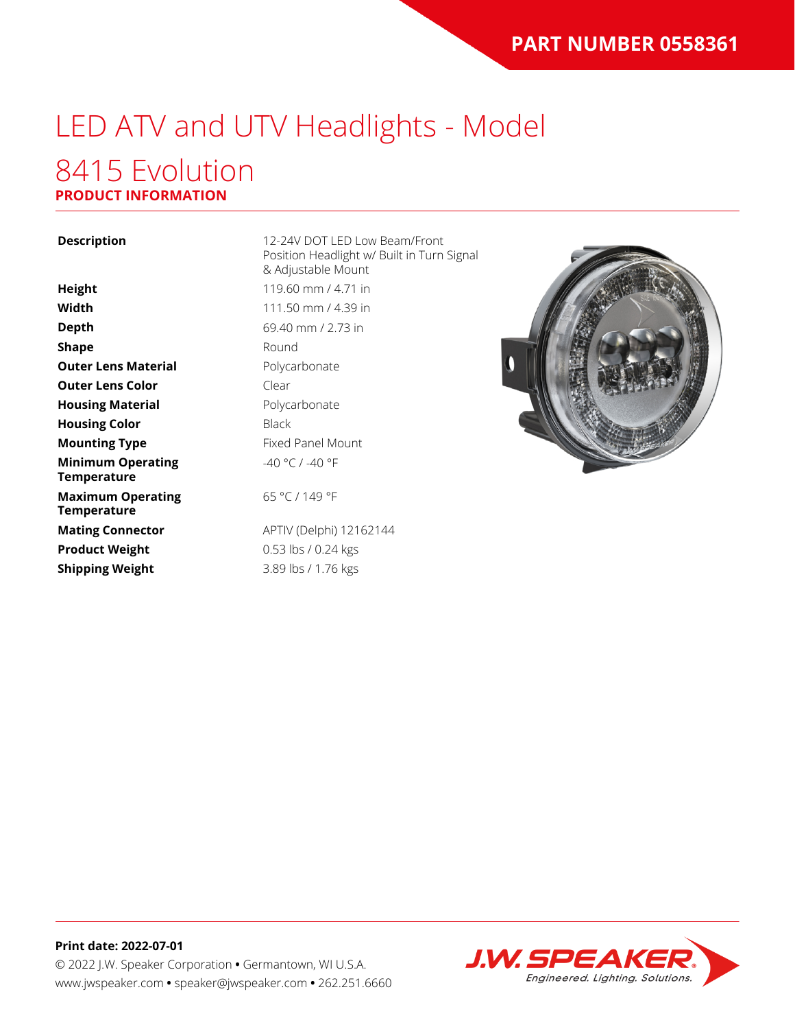**PART NUMBER 0558361**

# LED ATV and UTV Headlights - Model 8415 Evolution

## PRODUCT INFORMATION

| | |
|---|---|
| **Description** | 12-24V DOT LED Low Beam/Front Position Headlight w/ Built in Turn Signal & Adjustable Mount |
| **Height** | 119.60 mm / 4.71 in |
| **Width** | 111.50 mm / 4.39 in |
| **Depth** | 69.40 mm / 2.73 in |
| **Shape** | Round |
| **Outer Lens Material** | Polycarbonate |
| **Outer Lens Color** | Clear |
| **Housing Material** | Polycarbonate |
| **Housing Color** | Black |
| **Mounting Type** | Fixed Panel Mount |
| **Minimum Operating Temperature** | -40 °C / -40 °F |
| **Maximum Operating Temperature** | 65 °C / 149 °F |
| **Mating Connector** | APTIV (Delphi) 12162144 |
| **Product Weight** | 0.53 lbs / 0.24 kgs |
| **Shipping Weight** | 3.89 lbs / 1.76 kgs |

**Print date: 2022-07-01**

© 2022 J.W. Speaker Corporation • Germantown, WI U.S.A.
www.jwspeaker.com • speaker@jwspeaker.com • 262.251.6660

J.W. SPEAKER
*Engineered. Lighting. Solutions.*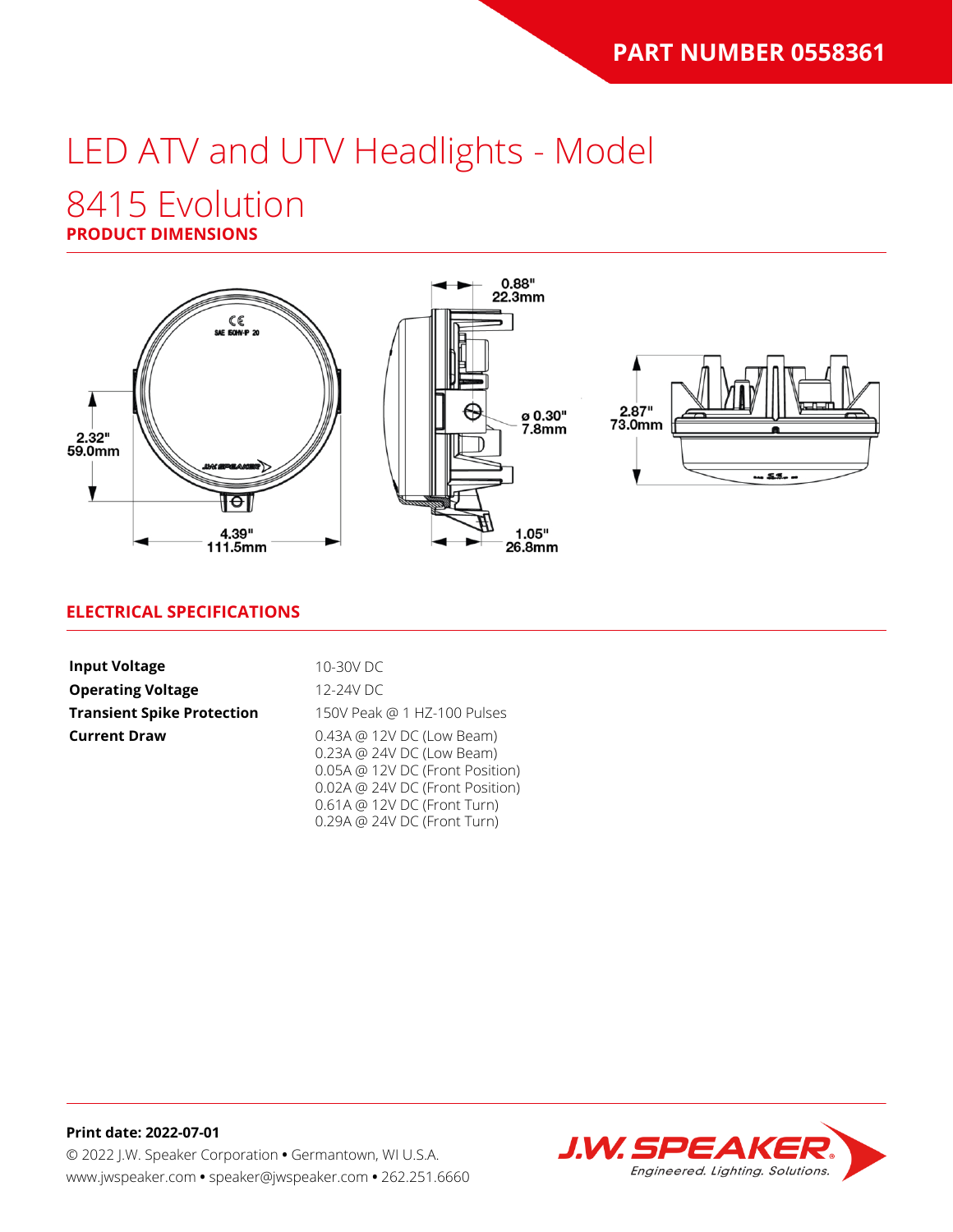PART NUMBER 0558361

# LED ATV and UTV Headlights - Model 8415 Evolution

## PRODUCT DIMENSIONS

2.32"
59.0mm

4.39"
111.5mm

0.88"
22.3mm

ø 0.30"
7.8mm

1.05"
26.8mm

2.87"
73.0mm

## ELECTRICAL SPECIFICATIONS

| | |
|---|---|
| **Input Voltage** | 10-30V DC |
| **Operating Voltage** | 12-24V DC |
| **Transient Spike Protection** | 150V Peak @ 1 HZ-100 Pulses |
| **Current Draw** | 0.43A @ 12V DC (Low Beam)<br>0.23A @ 24V DC (Low Beam)<br>0.05A @ 12V DC (Front Position)<br>0.02A @ 24V DC (Front Position)<br>0.61A @ 12V DC (Front Turn)<br>0.29A @ 24V DC (Front Turn) |

**Print date: 2022-07-01**

© 2022 J.W. Speaker Corporation • Germantown, WI U.S.A.
www.jwspeaker.com • speaker@jwspeaker.com • 262.251.6660

J.W. SPEAKER
Engineered. Lighting. Solutions.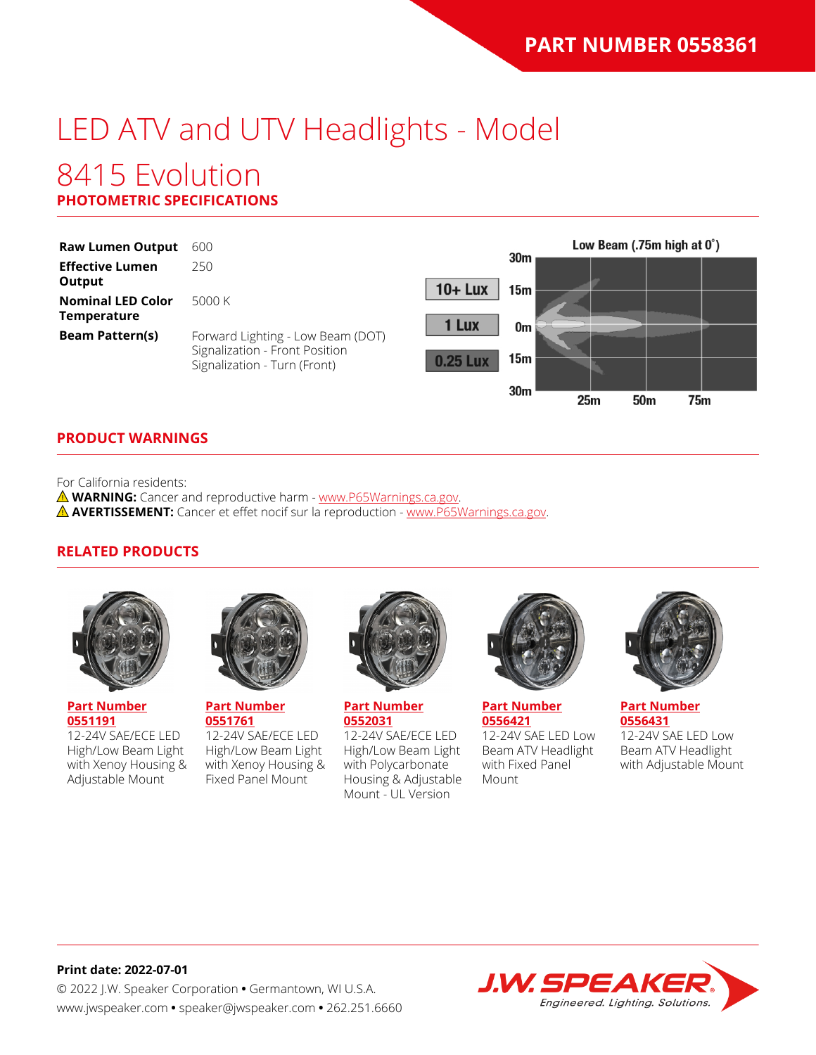# PART NUMBER 0558361

# LED ATV and UTV Headlights - Model 8415 Evolution

## PHOTOMETRIC SPECIFICATIONS

| | |
|---|---|
| **Raw Lumen Output** | 600 |
| **Effective Lumen Output** | 250 |
| **Nominal LED Color Temperature** | 5000 K |
| **Beam Pattern(s)** | Forward Lighting - Low Beam (DOT)<br>Signalization - Front Position<br>Signalization - Turn (Front) |

Low Beam (.75m high at 0˚)

10+ Lux
1 Lux
0.25 Lux

30m
15m
0m
15m
30m
25m
50m
75m

## PRODUCT WARNINGS

For California residents:
⚠ **WARNING:** Cancer and reproductive harm - www.P65Warnings.ca.gov.
⚠ **AVERTISSEMENT:** Cancer et effet nocif sur la reproduction - www.P65Warnings.ca.gov.

## RELATED PRODUCTS

**Part Number 0551191**
12-24V SAE/ECE LED High/Low Beam Light with Xenoy Housing & Adjustable Mount

**Part Number 0551761**
12-24V SAE/ECE LED High/Low Beam Light with Xenoy Housing & Fixed Panel Mount

**Part Number 0552031**
12-24V SAE/ECE LED High/Low Beam Light with Polycarbonate Housing & Adjustable Mount - UL Version

**Part Number 0556421**
12-24V SAE LED Low Beam ATV Headlight with Fixed Panel Mount

**Part Number 0556431**
12-24V SAE LED Low Beam ATV Headlight with Adjustable Mount

**Print date: 2022-07-01**
© 2022 J.W. Speaker Corporation • Germantown, WI U.S.A.
www.jwspeaker.com • speaker@jwspeaker.com • 262.251.6660

J.W. SPEAKER® Engineered. Lighting. Solutions.